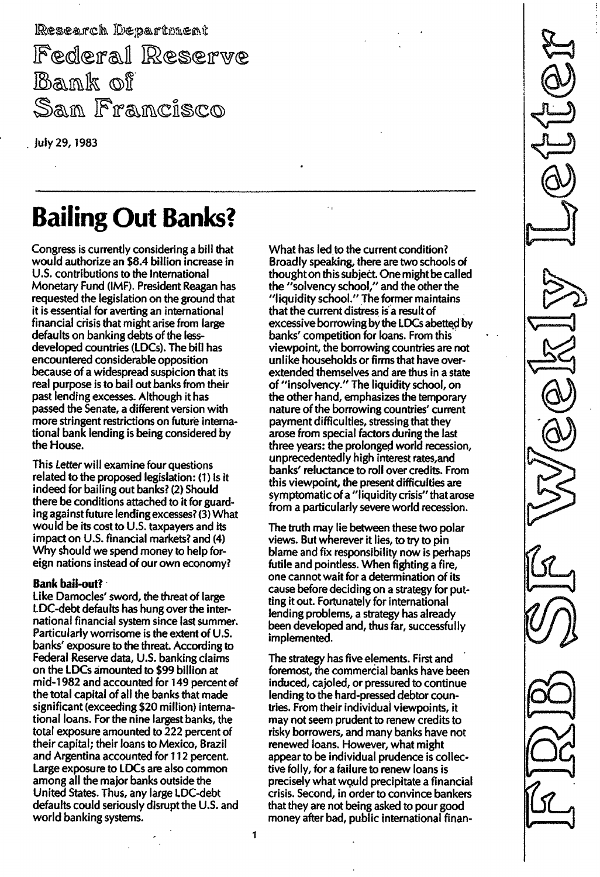Research Department

Federal Reserve Bank of San Francisco

July 29, 1983

FRB SF Weekly Letter

# Bailing Out Banks?

Congress is currently considering a bill that would authorize an $8.4 billion increase in U.S. contributions to the International Monetary Fund (IMF). President Reagan has requested the legislation on the ground that it is essential for averting an international financial crisis that might arise from large defaults on banking debts of the less-developed countries (LDCs). The bill has encountered considerable opposition because of a widespread suspicion that its real purpose is to bail out banks from their past lending excesses. Although it has passed the Senate, a different version with more stringent restrictions on future international bank lending is being considered by the House.

This *Letter* will examine four questions related to the proposed legislation: (1) Is it indeed for bailing out banks? (2) Should there be conditions attached to it for guarding against future lending excesses? (3) What would be its cost to U.S. taxpayers and its impact on U.S. financial markets? and (4) Why should we spend money to help foreign nations instead of our own economy?

**Bank bail-out?**

Like Damocles' sword, the threat of large LDC-debt defaults has hung over the international financial system since last summer. Particularly worrisome is the extent of U.S. banks' exposure to the threat. According to Federal Reserve data, U.S. banking claims on the LDCs amounted to $99 billion at mid-1982 and accounted for 149 percent of the total capital of all the banks that made significant (exceeding $20 million) international loans. For the nine largest banks, the total exposure amounted to 222 percent of their capital; their loans to Mexico, Brazil and Argentina accounted for 112 percent. Large exposure to LDCs are also common among all the major banks outside the United States. Thus, any large LDC-debt defaults could seriously disrupt the U.S. and world banking systems.

What has led to the current condition? Broadly speaking, there are two schools of thought on this subject. One might be called the "solvency school," and the other the "liquidity school." The former maintains that the current distress is a result of excessive borrowing by the LDCs abetted by banks' competition for loans. From this viewpoint, the borrowing countries are not unlike households or firms that have over-extended themselves and are thus in a state of "insolvency." The liquidity school, on the other hand, emphasizes the temporary nature of the borrowing countries' current payment difficulties, stressing that they arose from special factors during the last three years: the prolonged world recession, unprecedentedly high interest rates, and banks' reluctance to roll over credits. From this viewpoint, the present difficulties are symptomatic of a "liquidity crisis" that arose from a particularly severe world recession.

The truth may lie between these two polar views. But wherever it lies, to try to pin blame and fix responsibility now is perhaps futile and pointless. When fighting a fire, one cannot wait for a determination of its cause before deciding on a strategy for putting it out. Fortunately for international lending problems, a strategy has already been developed and, thus far, successfully implemented.

The strategy has five elements. First and foremost, the commercial banks have been induced, cajoled, or pressured to continue lending to the hard-pressed debtor countries. From their individual viewpoints, it may not seem prudent to renew credits to risky borrowers, and many banks have not renewed loans. However, what might appear to be individual prudence is collective folly, for a failure to renew loans is precisely what would precipitate a financial crisis. Second, in order to convince bankers that they are not being asked to pour good money after bad, public international finan-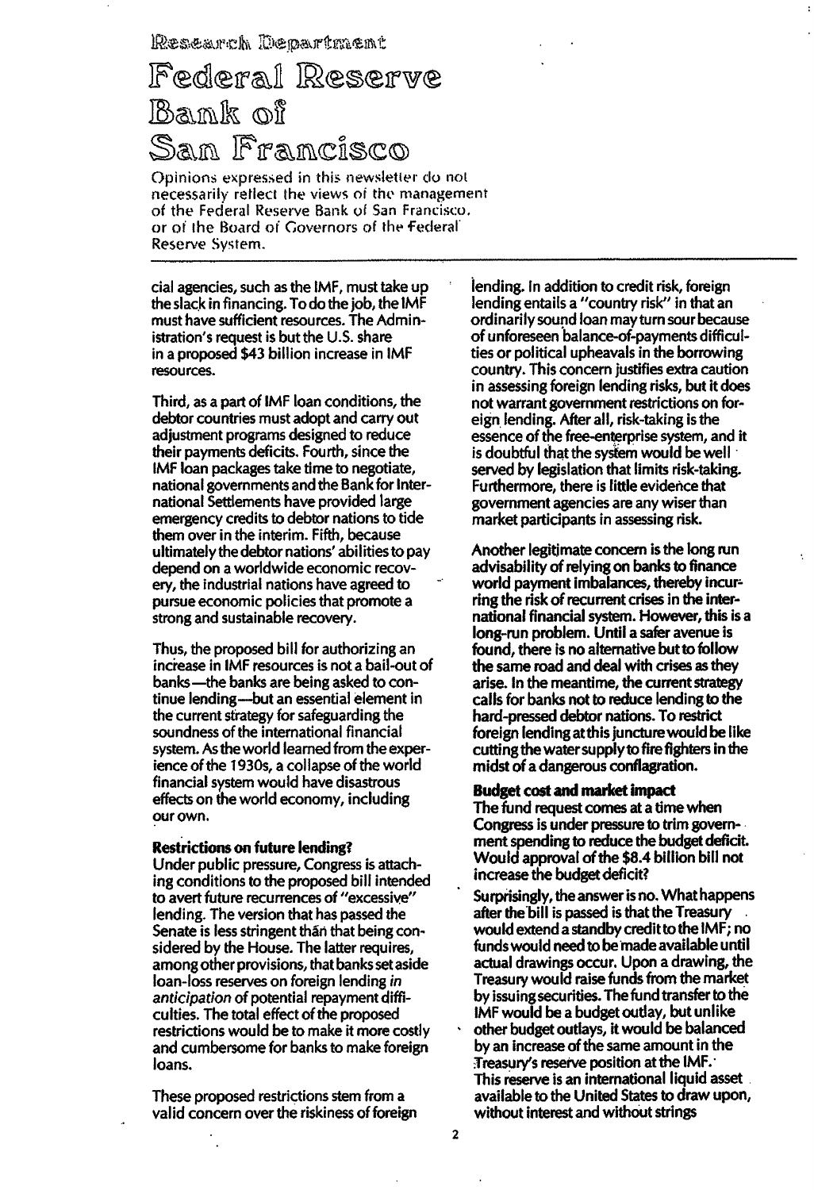cial agencies, such as the IMF, must take up the slack in financing. To do the job, the IMF must have sufficient resources. The Administration's request is but the U.S. share in a proposed $43 billion increase in IMF resources.

Third, as a part of IMF loan conditions, the debtor countries must adopt and carry out adjustment programs designed to reduce their payments deficits. Fourth, since the IMF loan packages take time to negotiate, national governments and the Bank for International Settlements have provided large emergency credits to debtor nations to tide them over in the interim. Fifth, because ultimately the debtor nations' abilities to pay depend on a worldwide economic recovery, the industrial nations have agreed to pursue economic policies that promote a strong and sustainable recovery.

Thus, the proposed bill for authorizing an increase in IMF resources is not a bail-out of banks—the banks are being asked to continue lending—but an essential element in the current strategy for safeguarding the soundness of the international financial system. As the world learned from the experience of the 1930s, a collapse of the world financial system would have disastrous effects on the world economy, including our own.

**Restrictions on future lending?**

Under public pressure, Congress is attaching conditions to the proposed bill intended to avert future recurrences of "excessive" lending. The version that has passed the Senate is less stringent than that being considered by the House. The latter requires, among other provisions, that banks set aside loan-loss reserves on foreign lending *in anticipation* of potential repayment difficulties. The total effect of the proposed restrictions would be to make it more costly and cumbersome for banks to make foreign loans.

These proposed restrictions stem from a valid concern over the riskiness of foreign lending. In addition to credit risk, foreign lending entails a "country risk" in that an ordinarily sound loan may turn sour because of unforeseen balance-of-payments difficulties or political upheavals in the borrowing country. This concern justifies extra caution in assessing foreign lending risks, but it does not warrant government restrictions on foreign lending. After all, risk-taking is the essence of the free-enterprise system, and it is doubtful that the system would be well served by legislation that limits risk-taking. Furthermore, there is little evidence that government agencies are any wiser than market participants in assessing risk.

Another legitimate concern is the long run advisability of relying on banks to finance world payment imbalances, thereby incurring the risk of recurrent crises in the international financial system. However, this is a long-run problem. Until a safer avenue is found, there is no alternative but to follow the same road and deal with crises as they arise. In the meantime, the current strategy calls for banks not to reduce lending to the hard-pressed debtor nations. To restrict foreign lending at this juncture would be like cutting the water supply to fire fighters in the midst of a dangerous conflagration.

**Budget cost and market impact**

The fund request comes at a time when Congress is under pressure to trim government spending to reduce the budget deficit. Would approval of the $8.4 billion bill not increase the budget deficit?

Surprisingly, the answer is no. What happens after the bill is passed is that the Treasury would extend a standby credit to the IMF; no funds would need to be made available until actual drawings occur. Upon a drawing, the Treasury would raise funds from the market by issuing securities. The fund transfer to the IMF would be a budget outlay, but unlike other budget outlays, it would be balanced by an increase of the same amount in the Treasury's reserve position at the IMF. This reserve is an international liquid asset available to the United States to draw upon, without interest and without strings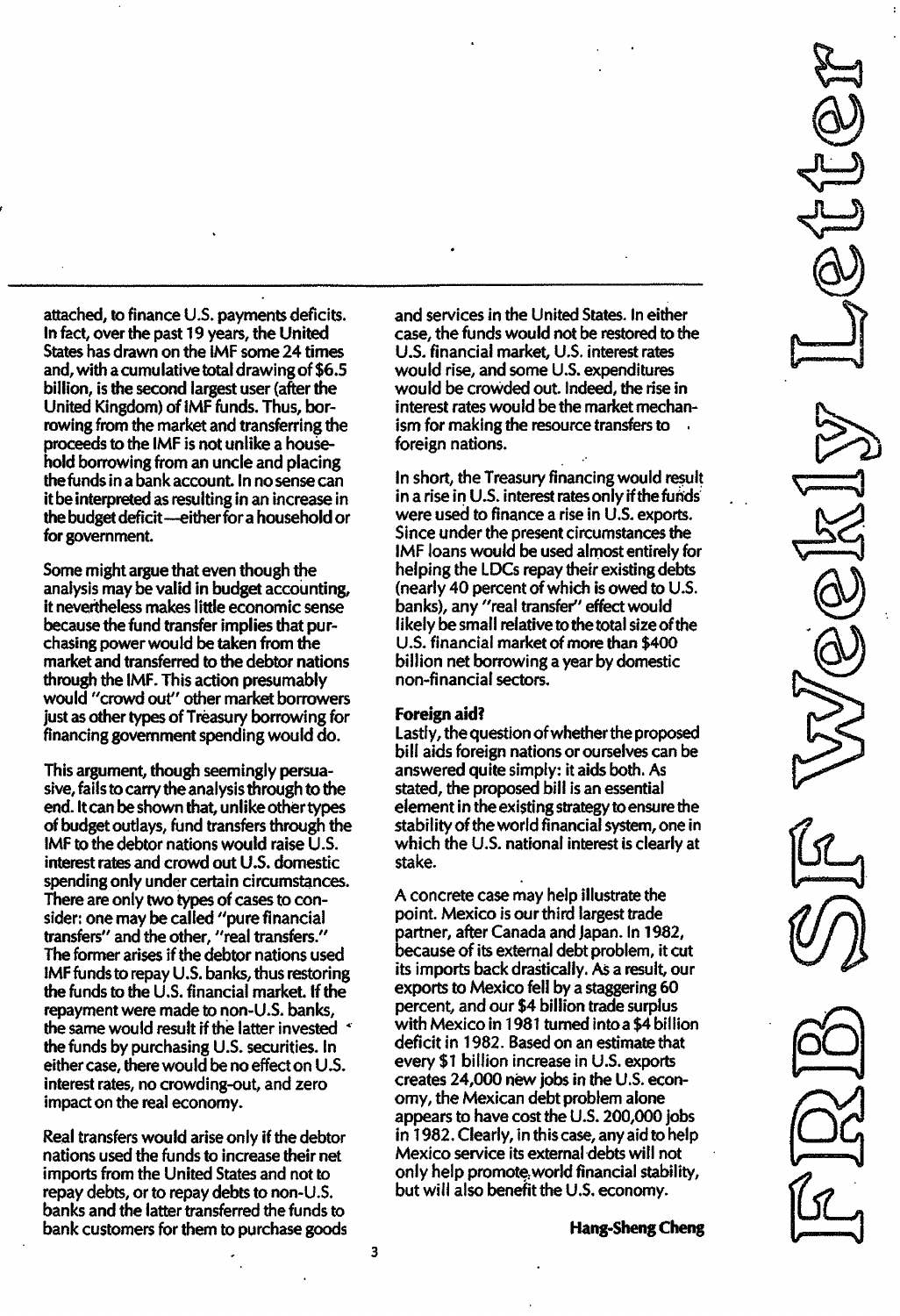attached, to finance U.S. payments deficits. In fact, over the past 19 years, the United States has drawn on the IMF some 24 times and, with a cumulative total drawing of $6.5 billion, is the second largest user (after the United Kingdom) of IMF funds. Thus, borrowing from the market and transferring the proceeds to the IMF is not unlike a household borrowing from an uncle and placing the funds in a bank account. In no sense can it be interpreted as resulting in an increase in the budget deficit—either for a household or for government.

Some might argue that even though the analysis may be valid in budget accounting, it nevertheless makes little economic sense because the fund transfer implies that purchasing power would be taken from the market and transferred to the debtor nations through the IMF. This action presumably would "crowd out" other market borrowers just as other types of Treasury borrowing for financing government spending would do.

This argument, though seemingly persuasive, fails to carry the analysis through to the end. It can be shown that, unlike other types of budget outlays, fund transfers through the IMF to the debtor nations would raise U.S. interest rates and crowd out U.S. domestic spending only under certain circumstances. There are only two types of cases to consider: one may be called "pure financial transfers" and the other, "real transfers." The former arises if the debtor nations used IMF funds to repay U.S. banks, thus restoring the funds to the U.S. financial market. If the repayment were made to non-U.S. banks, the same would result if the latter invested the funds by purchasing U.S. securities. In either case, there would be no effect on U.S. interest rates, no crowding-out, and zero impact on the real economy.

Real transfers would arise only if the debtor nations used the funds to increase their net imports from the United States and not to repay debts, or to repay debts to non-U.S. banks and the latter transferred the funds to bank customers for them to purchase goods and services in the United States. In either case, the funds would not be restored to the U.S. financial market, U.S. interest rates would rise, and some U.S. expenditures would be crowded out. Indeed, the rise in interest rates would be the market mechanism for making the resource transfers to foreign nations.

In short, the Treasury financing would result in a rise in U.S. interest rates only if the funds were used to finance a rise in U.S. exports. Since under the present circumstances the IMF loans would be used almost entirely for helping the LDCs repay their existing debts (nearly 40 percent of which is owed to U.S. banks), any "real transfer" effect would likely be small relative to the total size of the U.S. financial market of more than $400 billion net borrowing a year by domestic non-financial sectors.

**Foreign aid?**

Lastly, the question of whether the proposed bill aids foreign nations or ourselves can be answered quite simply: it aids both. As stated, the proposed bill is an essential element in the existing strategy to ensure the stability of the world financial system, one in which the U.S. national interest is clearly at stake.

A concrete case may help illustrate the point. Mexico is our third largest trade partner, after Canada and Japan. In 1982, because of its external debt problem, it cut its imports back drastically. As a result, our exports to Mexico fell by a staggering 60 percent, and our $4 billion trade surplus with Mexico in 1981 turned into a $4 billion deficit in 1982. Based on an estimate that every $1 billion increase in U.S. exports creates 24,000 new jobs in the U.S. economy, the Mexican debt problem alone appears to have cost the U.S. 200,000 jobs in 1982. Clearly, in this case, any aid to help Mexico service its external debts will not only help promote world financial stability, but will also benefit the U.S. economy.

**Hang-Sheng Cheng**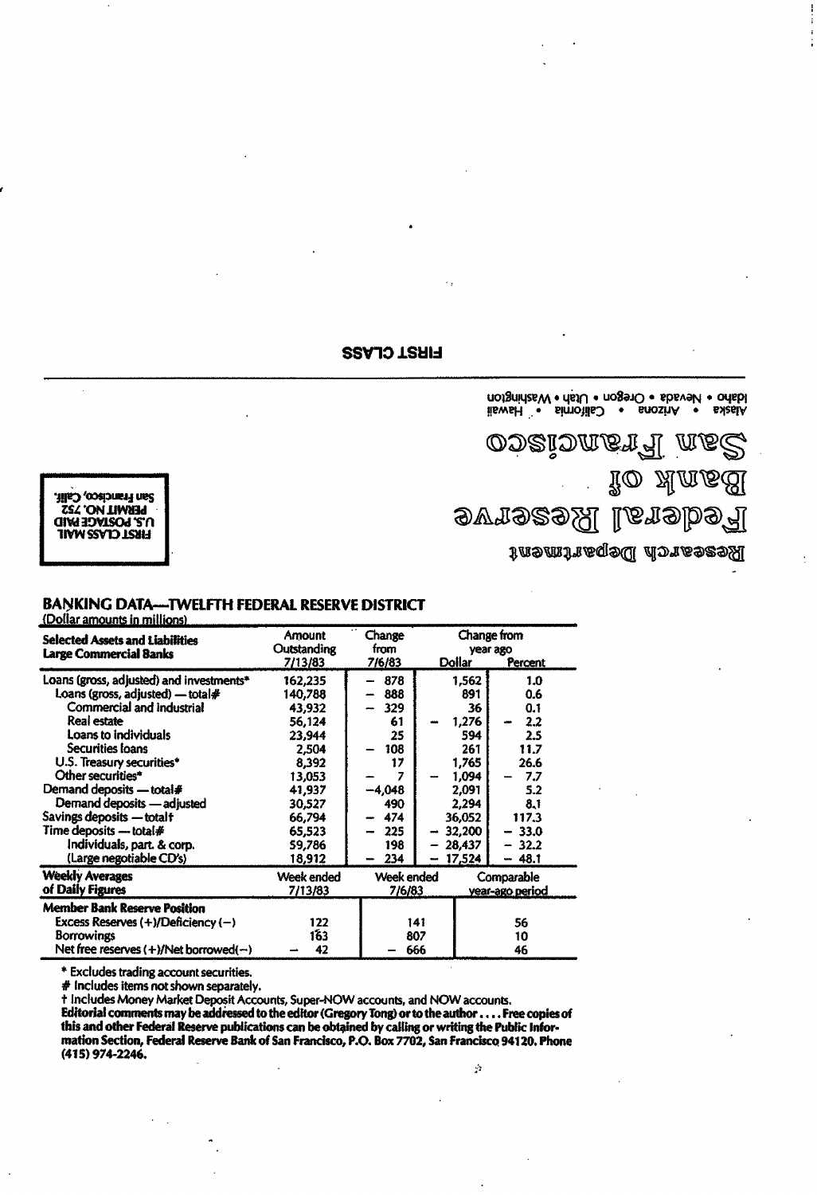Research Department

Federal Reserve

Bank of

San Francisco

Alaska • Arizona • California • Hawaii
Idaho • Nevada • Oregon • Utah • Washington

FIRST CLASS

FIRST CLASS MAIL
U.S. POSTAGE PAID
PERMIT NO. 752
San Francisco, Calif.

## BANKING DATA—TWELFTH FEDERAL RESERVE DISTRICT

(Dollar amounts in millions)

| Selected Assets and Liabilities Large Commercial Banks | Amount Outstanding 7/13/83 | Change from 7/6/83 | Change from year ago Dollar | Percent |
|---|---|---|---|---|
| Loans (gross, adjusted) and investments* | 162,235 | – 878 | 1,562 | 1.0 |
| Loans (gross, adjusted) — total# | 140,788 | – 888 | 891 | 0.6 |
| Commercial and industrial | 43,932 | – 329 | 36 | 0.1 |
| Real estate | 56,124 | 61 | – 1,276 | – 2.2 |
| Loans to individuals | 23,944 | 25 | 594 | 2.5 |
| Securities loans | 2,504 | – 108 | 261 | 11.7 |
| U.S. Treasury securities* | 8,392 | 17 | 1,765 | 26.6 |
| Other securities* | 13,053 | – 7 | – 1,094 | – 7.7 |
| Demand deposits — total# | 41,937 | –4,048 | 2,091 | 5.2 |
| Demand deposits — adjusted | 30,527 | 490 | 2,294 | 8.1 |
| Savings deposits — total† | 66,794 | – 474 | 36,052 | 117.3 |
| Time deposits — total# | 65,523 | – 225 | – 32,200 | – 33.0 |
| Individuals, part. & corp. | 59,786 | 198 | – 28,437 | – 32.2 |
| (Large negotiable CD's) | 18,912 | – 234 | – 17,524 | – 48.1 |
| **Weekly Averages of Daily Figures** | Week ended 7/13/83 | Week ended 7/6/83 | Comparable year-ago period | |
| **Member Bank Reserve Position** | | | | |
| Excess Reserves (+)/Deficiency (–) | 122 | 141 | 56 | |
| Borrowings | 163 | 807 | 10 | |
| Net free reserves (+)/Net borrowed(–) | – 42 | – 666 | 46 | |

\* Excludes trading account securities.
\# Includes items not shown separately.
† Includes Money Market Deposit Accounts, Super-NOW accounts, and NOW accounts.

**Editorial comments may be addressed to the editor (Gregory Tong) or to the author . . . . Free copies of this and other Federal Reserve publications can be obtained by calling or writing the Public Information Section, Federal Reserve Bank of San Francisco, P.O. Box 7702, San Francisco 94120. Phone (415) 974-2246.**